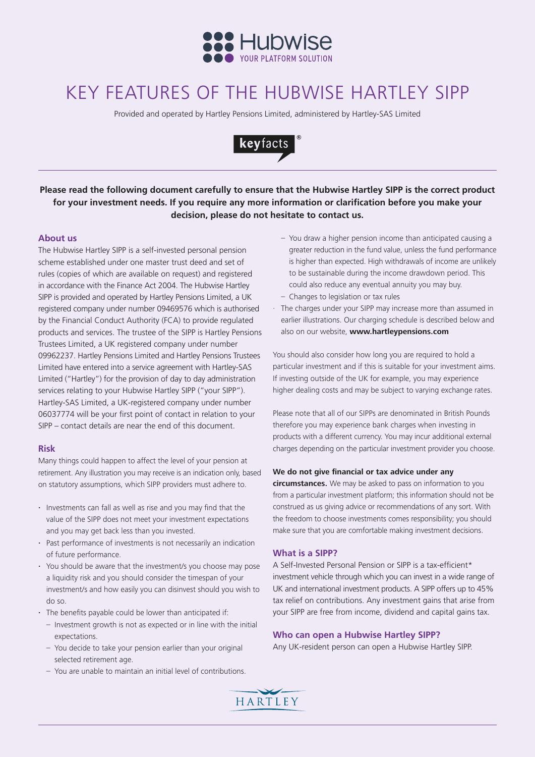# KEY FEATURES OF THE HUBWISE HARTLEY SIPP

Provided and operated by Hartley Pensions Limited, administered by Hartley-SAS Limited

**Please read the following document carefully to ensure that the Hubwise Hartley SIPP is the correct product for your investment needs. If you require any more information or clarification before you make your decision, please do not hesitate to contact us.**

## About us

The Hubwise Hartley SIPP is a self-invested personal pension scheme established under one master trust deed and set of rules (copies of which are available on request) and registered in accordance with the Finance Act 2004. The Hubwise Hartley SIPP is provided and operated by Hartley Pensions Limited, a UK registered company under number 09469576 which is authorised by the Financial Conduct Authority (FCA) to provide regulated products and services. The trustee of the SIPP is Hartley Pensions Trustees Limited, a UK registered company under number 09962237. Hartley Pensions Limited and Hartley Pensions Trustees Limited have entered into a service agreement with Hartley-SAS Limited ("Hartley") for the provision of day to day administration services relating to your Hubwise Hartley SIPP ("your SIPP"). Hartley-SAS Limited, a UK-registered company under number 06037774 will be your first point of contact in relation to your SIPP – contact details are near the end of this document.

## Risk

Many things could happen to affect the level of your pension at retirement. Any illustration you may receive is an indication only, based on statutory assumptions, which SIPP providers must adhere to.

- Investments can fall as well as rise and you may find that the value of the SIPP does not meet your investment expectations and you may get back less than you invested.
- Past performance of investments is not necessarily an indication of future performance.
- You should be aware that the investment/s you choose may pose a liquidity risk and you should consider the timespan of your investment/s and how easily you can disinvest should you wish to do so.
- The benefits payable could be lower than anticipated if:
  - Investment growth is not as expected or in line with the initial expectations.
  - You decide to take your pension earlier than your original selected retirement age.
  - You are unable to maintain an initial level of contributions.
  - You draw a higher pension income than anticipated causing a greater reduction in the fund value, unless the fund performance is higher than expected. High withdrawals of income are unlikely to be sustainable during the income drawdown period. This could also reduce any eventual annuity you may buy.
  - Changes to legislation or tax rules
- The charges under your SIPP may increase more than assumed in earlier illustrations. Our charging schedule is described below and also on our website, **www.hartleypensions.com**

You should also consider how long you are required to hold a particular investment and if this is suitable for your investment aims. If investing outside of the UK for example, you may experience higher dealing costs and may be subject to varying exchange rates.

Please note that all of our SIPPs are denominated in British Pounds therefore you may experience bank charges when investing in products with a different currency. You may incur additional external charges depending on the particular investment provider you choose.

**We do not give financial or tax advice under any circumstances.** We may be asked to pass on information to you from a particular investment platform; this information should not be construed as us giving advice or recommendations of any sort. With the freedom to choose investments comes responsibility; you should make sure that you are comfortable making investment decisions.

## What is a SIPP?

A Self-Invested Personal Pension or SIPP is a tax-efficient* investment vehicle through which you can invest in a wide range of UK and international investment products. A SIPP offers up to 45% tax relief on contributions. Any investment gains that arise from your SIPP are free from income, dividend and capital gains tax.

## Who can open a Hubwise Hartley SIPP?

Any UK-resident person can open a Hubwise Hartley SIPP.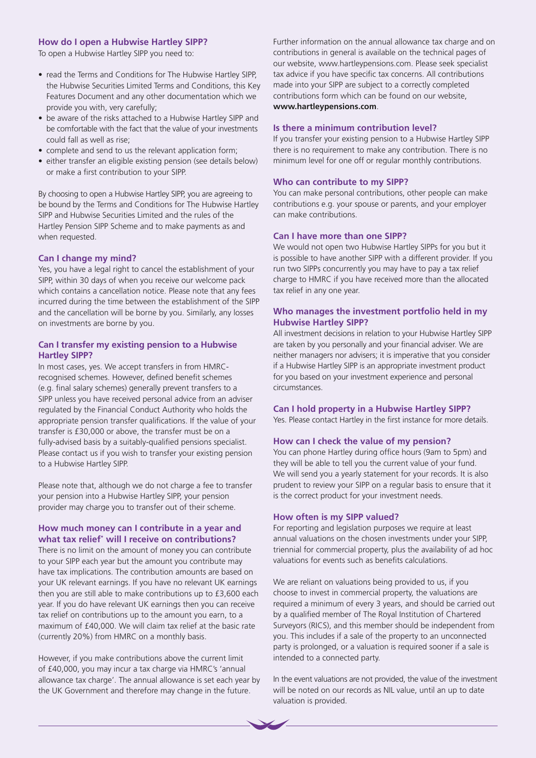### How do I open a Hubwise Hartley SIPP?

To open a Hubwise Hartley SIPP you need to:

- read the Terms and Conditions for The Hubwise Hartley SIPP, the Hubwise Securities Limited Terms and Conditions, this Key Features Document and any other documentation which we provide you with, very carefully;
- be aware of the risks attached to a Hubwise Hartley SIPP and be comfortable with the fact that the value of your investments could fall as well as rise;
- complete and send to us the relevant application form;
- either transfer an eligible existing pension (see details below) or make a first contribution to your SIPP.

By choosing to open a Hubwise Hartley SIPP, you are agreeing to be bound by the Terms and Conditions for The Hubwise Hartley SIPP and Hubwise Securities Limited and the rules of the Hartley Pension SIPP Scheme and to make payments as and when requested.

### Can I change my mind?

Yes, you have a legal right to cancel the establishment of your SIPP, within 30 days of when you receive our welcome pack which contains a cancellation notice. Please note that any fees incurred during the time between the establishment of the SIPP and the cancellation will be borne by you. Similarly, any losses on investments are borne by you.

### Can I transfer my existing pension to a Hubwise Hartley SIPP?

In most cases, yes. We accept transfers in from HMRC-recognised schemes. However, defined benefit schemes (e.g. final salary schemes) generally prevent transfers to a SIPP unless you have received personal advice from an adviser regulated by the Financial Conduct Authority who holds the appropriate pension transfer qualifications. If the value of your transfer is £30,000 or above, the transfer must be on a fully-advised basis by a suitably-qualified pensions specialist. Please contact us if you wish to transfer your existing pension to a Hubwise Hartley SIPP.

Please note that, although we do not charge a fee to transfer your pension into a Hubwise Hartley SIPP, your pension provider may charge you to transfer out of their scheme.

### How much money can I contribute in a year and what tax relief* will I receive on contributions?

There is no limit on the amount of money you can contribute to your SIPP each year but the amount you contribute may have tax implications. The contribution amounts are based on your UK relevant earnings. If you have no relevant UK earnings then you are still able to make contributions up to £3,600 each year. If you do have relevant UK earnings then you can receive tax relief on contributions up to the amount you earn, to a maximum of £40,000. We will claim tax relief at the basic rate (currently 20%) from HMRC on a monthly basis.

However, if you make contributions above the current limit of £40,000, you may incur a tax charge via HMRC's 'annual allowance tax charge'. The annual allowance is set each year by the UK Government and therefore may change in the future.

Further information on the annual allowance tax charge and on contributions in general is available on the technical pages of our website, www.hartleypensions.com. Please seek specialist tax advice if you have specific tax concerns. All contributions made into your SIPP are subject to a correctly completed contributions form which can be found on our website, **www.hartleypensions.com**.

### Is there a minimum contribution level?

If you transfer your existing pension to a Hubwise Hartley SIPP there is no requirement to make any contribution. There is no minimum level for one off or regular monthly contributions.

### Who can contribute to my SIPP?

You can make personal contributions, other people can make contributions e.g. your spouse or parents, and your employer can make contributions.

### Can I have more than one SIPP?

We would not open two Hubwise Hartley SIPPs for you but it is possible to have another SIPP with a different provider. If you run two SIPPs concurrently you may have to pay a tax relief charge to HMRC if you have received more than the allocated tax relief in any one year.

### Who manages the investment portfolio held in my Hubwise Hartley SIPP?

All investment decisions in relation to your Hubwise Hartley SIPP are taken by you personally and your financial adviser. We are neither managers nor advisers; it is imperative that you consider if a Hubwise Hartley SIPP is an appropriate investment product for you based on your investment experience and personal circumstances.

### Can I hold property in a Hubwise Hartley SIPP?

Yes. Please contact Hartley in the first instance for more details.

### How can I check the value of my pension?

You can phone Hartley during office hours (9am to 5pm) and they will be able to tell you the current value of your fund. We will send you a yearly statement for your records. It is also prudent to review your SIPP on a regular basis to ensure that it is the correct product for your investment needs.

### How often is my SIPP valued?

For reporting and legislation purposes we require at least annual valuations on the chosen investments under your SIPP, triennial for commercial property, plus the availability of ad hoc valuations for events such as benefits calculations.

We are reliant on valuations being provided to us, if you choose to invest in commercial property, the valuations are required a minimum of every 3 years, and should be carried out by a qualified member of The Royal Institution of Chartered Surveyors (RICS), and this member should be independent from you. This includes if a sale of the property to an unconnected party is prolonged, or a valuation is required sooner if a sale is intended to a connected party.

In the event valuations are not provided, the value of the investment will be noted on our records as NIL value, until an up to date valuation is provided.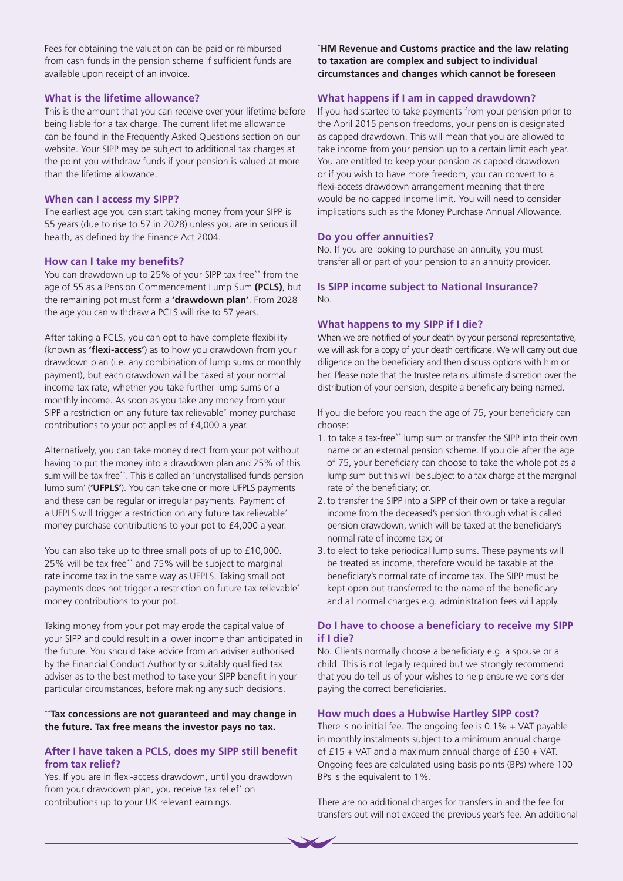Fees for obtaining the valuation can be paid or reimbursed from cash funds in the pension scheme if sufficient funds are available upon receipt of an invoice.

### What is the lifetime allowance?

This is the amount that you can receive over your lifetime before being liable for a tax charge. The current lifetime allowance can be found in the Frequently Asked Questions section on our website. Your SIPP may be subject to additional tax charges at the point you withdraw funds if your pension is valued at more than the lifetime allowance.

### When can I access my SIPP?

The earliest age you can start taking money from your SIPP is 55 years (due to rise to 57 in 2028) unless you are in serious ill health, as defined by the Finance Act 2004.

### How can I take my benefits?

You can drawdown up to 25% of your SIPP tax free** from the age of 55 as a Pension Commencement Lump Sum **(PCLS)**, but the remaining pot must form a **'drawdown plan'**. From 2028 the age you can withdraw a PCLS will rise to 57 years.

After taking a PCLS, you can opt to have complete flexibility (known as **'flexi-access'**) as to how you drawdown from your drawdown plan (i.e. any combination of lump sums or monthly payment), but each drawdown will be taxed at your normal income tax rate, whether you take further lump sums or a monthly income. As soon as you take any money from your SIPP a restriction on any future tax relievable* money purchase contributions to your pot applies of £4,000 a year.

Alternatively, you can take money direct from your pot without having to put the money into a drawdown plan and 25% of this sum will be tax free**. This is called an 'uncrystallised funds pension lump sum' (**'UFPLS'**). You can take one or more UFPLS payments and these can be regular or irregular payments. Payment of a UFPLS will trigger a restriction on any future tax relievable* money purchase contributions to your pot to £4,000 a year.

You can also take up to three small pots of up to £10,000. 25% will be tax free** and 75% will be subject to marginal rate income tax in the same way as UFPLS. Taking small pot payments does not trigger a restriction on future tax relievable* money contributions to your pot.

Taking money from your pot may erode the capital value of your SIPP and could result in a lower income than anticipated in the future. You should take advice from an adviser authorised by the Financial Conduct Authority or suitably qualified tax adviser as to the best method to take your SIPP benefit in your particular circumstances, before making any such decisions.

****Tax concessions are not guaranteed and may change in the future. Tax free means the investor pays no tax.**

### After I have taken a PCLS, does my SIPP still benefit from tax relief?

Yes. If you are in flexi-access drawdown, until you drawdown from your drawdown plan, you receive tax relief* on contributions up to your UK relevant earnings.

***HM Revenue and Customs practice and the law relating to taxation are complex and subject to individual circumstances and changes which cannot be foreseen**

### What happens if I am in capped drawdown?

If you had started to take payments from your pension prior to the April 2015 pension freedoms, your pension is designated as capped drawdown. This will mean that you are allowed to take income from your pension up to a certain limit each year. You are entitled to keep your pension as capped drawdown or if you wish to have more freedom, you can convert to a flexi-access drawdown arrangement meaning that there would be no capped income limit. You will need to consider implications such as the Money Purchase Annual Allowance.

### Do you offer annuities?

No. If you are looking to purchase an annuity, you must transfer all or part of your pension to an annuity provider.

### Is SIPP income subject to National Insurance?

No.

### What happens to my SIPP if I die?

When we are notified of your death by your personal representative, we will ask for a copy of your death certificate. We will carry out due diligence on the beneficiary and then discuss options with him or her. Please note that the trustee retains ultimate discretion over the distribution of your pension, despite a beneficiary being named.

If you die before you reach the age of 75, your beneficiary can choose:

1. to take a tax-free** lump sum or transfer the SIPP into their own name or an external pension scheme. If you die after the age of 75, your beneficiary can choose to take the whole pot as a lump sum but this will be subject to a tax charge at the marginal rate of the beneficiary; or.
2. to transfer the SIPP into a SIPP of their own or take a regular income from the deceased's pension through what is called pension drawdown, which will be taxed at the beneficiary's normal rate of income tax; or
3. to elect to take periodical lump sums. These payments will be treated as income, therefore would be taxable at the beneficiary's normal rate of income tax. The SIPP must be kept open but transferred to the name of the beneficiary and all normal charges e.g. administration fees will apply.

### Do I have to choose a beneficiary to receive my SIPP if I die?

No. Clients normally choose a beneficiary e.g. a spouse or a child. This is not legally required but we strongly recommend that you do tell us of your wishes to help ensure we consider paying the correct beneficiaries.

### How much does a Hubwise Hartley SIPP cost?

There is no initial fee. The ongoing fee is 0.1% + VAT payable in monthly instalments subject to a minimum annual charge of £15 + VAT and a maximum annual charge of £50 + VAT. Ongoing fees are calculated using basis points (BPs) where 100 BPs is the equivalent to 1%.

There are no additional charges for transfers in and the fee for transfers out will not exceed the previous year's fee. An additional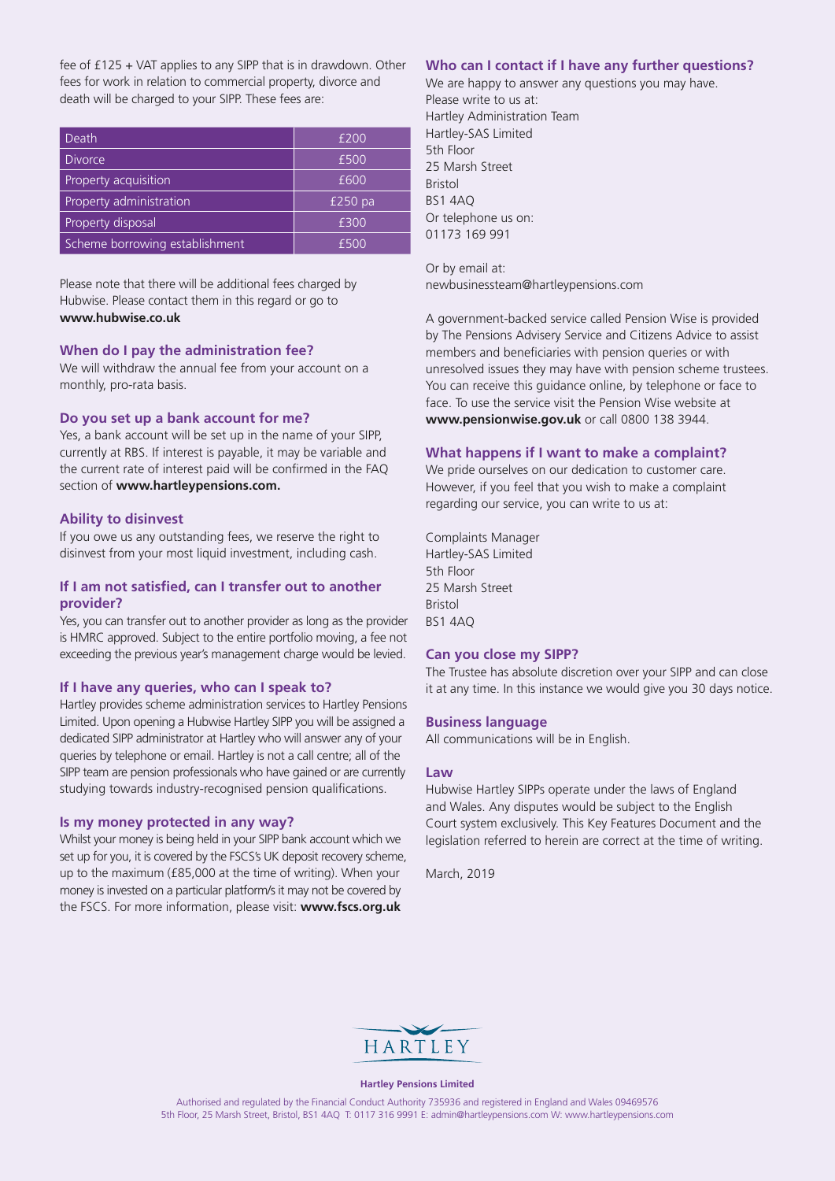fee of £125 + VAT applies to any SIPP that is in drawdown. Other fees for work in relation to commercial property, divorce and death will be charged to your SIPP. These fees are:

| | |
|---|---|
| Death | £200 |
| Divorce | £500 |
| Property acquisition | £600 |
| Property administration | £250 pa |
| Property disposal | £300 |
| Scheme borrowing establishment | £500 |

Please note that there will be additional fees charged by Hubwise. Please contact them in this regard or go to **www.hubwise.co.uk**

### When do I pay the administration fee?

We will withdraw the annual fee from your account on a monthly, pro-rata basis.

### Do you set up a bank account for me?

Yes, a bank account will be set up in the name of your SIPP, currently at RBS. If interest is payable, it may be variable and the current rate of interest paid will be confirmed in the FAQ section of **www.hartleypensions.com.**

### Ability to disinvest

If you owe us any outstanding fees, we reserve the right to disinvest from your most liquid investment, including cash.

### If I am not satisfied, can I transfer out to another provider?

Yes, you can transfer out to another provider as long as the provider is HMRC approved. Subject to the entire portfolio moving, a fee not exceeding the previous year's management charge would be levied.

### If I have any queries, who can I speak to?

Hartley provides scheme administration services to Hartley Pensions Limited. Upon opening a Hubwise Hartley SIPP you will be assigned a dedicated SIPP administrator at Hartley who will answer any of your queries by telephone or email. Hartley is not a call centre; all of the SIPP team are pension professionals who have gained or are currently studying towards industry-recognised pension qualifications.

### Is my money protected in any way?

Whilst your money is being held in your SIPP bank account which we set up for you, it is covered by the FSCS's UK deposit recovery scheme, up to the maximum (£85,000 at the time of writing). When your money is invested on a particular platform/s it may not be covered by the FSCS. For more information, please visit: **www.fscs.org.uk**

### Who can I contact if I have any further questions?

We are happy to answer any questions you may have.
Please write to us at:
Hartley Administration Team
Hartley-SAS Limited
5th Floor
25 Marsh Street
Bristol
BS1 4AQ
Or telephone us on:
01173 169 991

Or by email at:
newbusinessteam@hartleypensions.com

A government-backed service called Pension Wise is provided by The Pensions Advisery Service and Citizens Advice to assist members and beneficiaries with pension queries or with unresolved issues they may have with pension scheme trustees. You can receive this guidance online, by telephone or face to face. To use the service visit the Pension Wise website at **www.pensionwise.gov.uk** or call 0800 138 3944.

### What happens if I want to make a complaint?

We pride ourselves on our dedication to customer care. However, if you feel that you wish to make a complaint regarding our service, you can write to us at:

Complaints Manager
Hartley-SAS Limited
5th Floor
25 Marsh Street
Bristol
BS1 4AQ

### Can you close my SIPP?

The Trustee has absolute discretion over your SIPP and can close it at any time. In this instance we would give you 30 days notice.

### Business language

All communications will be in English.

### Law

Hubwise Hartley SIPPs operate under the laws of England and Wales. Any disputes would be subject to the English Court system exclusively. This Key Features Document and the legislation referred to herein are correct at the time of writing.

March, 2019

HARTLEY

**Hartley Pensions Limited**

Authorised and regulated by the Financial Conduct Authority 735936 and registered in England and Wales 09469576
5th Floor, 25 Marsh Street, Bristol, BS1 4AQ T: 0117 316 9991 E: admin@hartleypensions.com W: www.hartleypensions.com